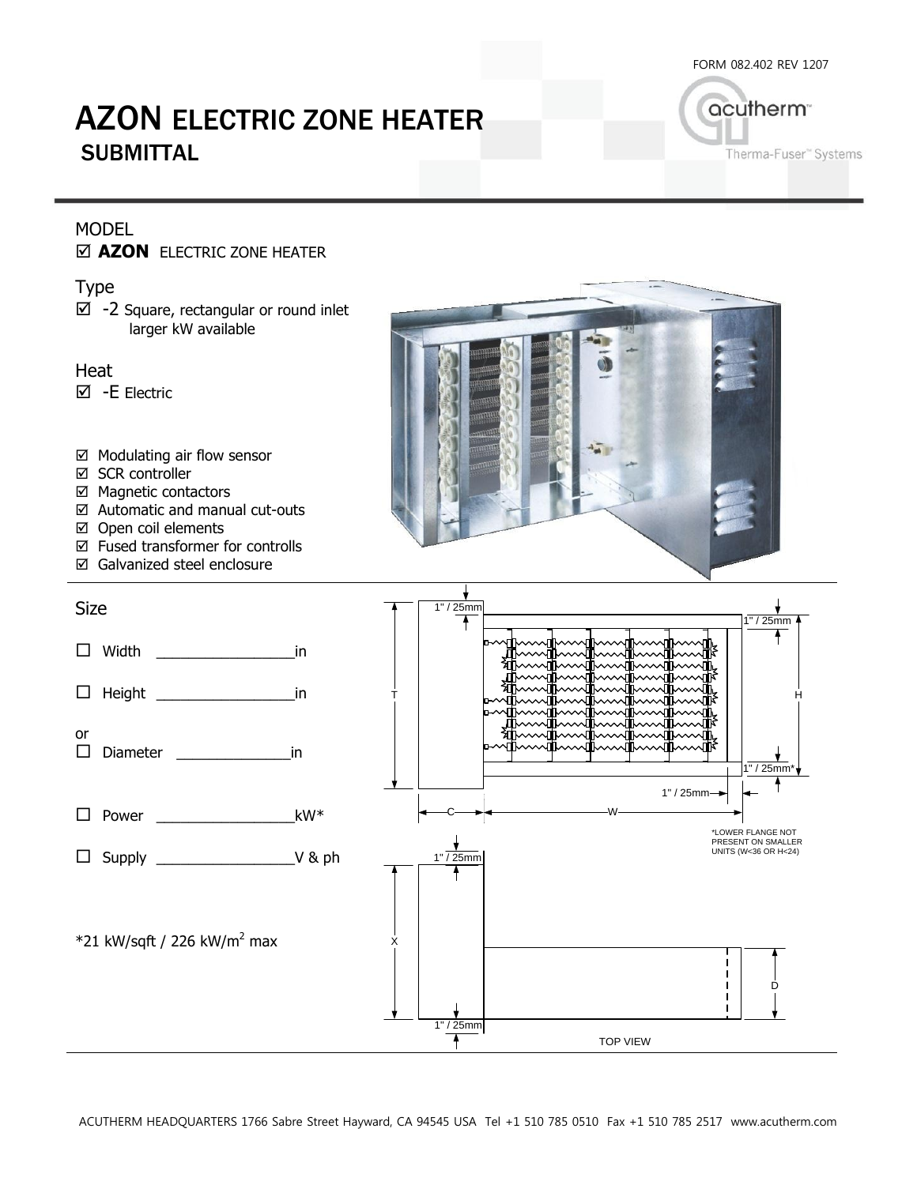FORM 082.402 REV 1207

# AZON ELECTRIC ZONE HEATER
## SUBMITTAL

acutherm
Therma-Fuser™ Systems

### MODEL

☑ **AZON** ELECTRIC ZONE HEATER

### Type

☑ -2 Square, rectangular or round inlet
larger kW available

### Heat

☑ -E Electric

- ☑ Modulating air flow sensor
- ☑ SCR controller
- ☑ Magnetic contactors
- ☑ Automatic and manual cut-outs
- ☑ Open coil elements
- ☑ Fused transformer for controlls
- ☑ Galvanized steel enclosure

### Size

☐ Width ________________in

☐ Height ________________in

or

☐ Diameter ______________in

☐ Power ________________kW*

☐ Supply ________________V & ph

*21 kW/sqft / 226 kW/m$^2$ max

1" / 25mm
1" / 25mm
1" / 25mm*
1" / 25mm
T
H
C
W

*LOWER FLANGE NOT PRESENT ON SMALLER UNITS (W<36 OR H<24)

1" / 25mm
X
D
1" / 25mm

TOP VIEW

ACUTHERM HEADQUARTERS 1766 Sabre Street Hayward, CA 94545 USA Tel +1 510 785 0510 Fax +1 510 785 2517 www.acutherm.com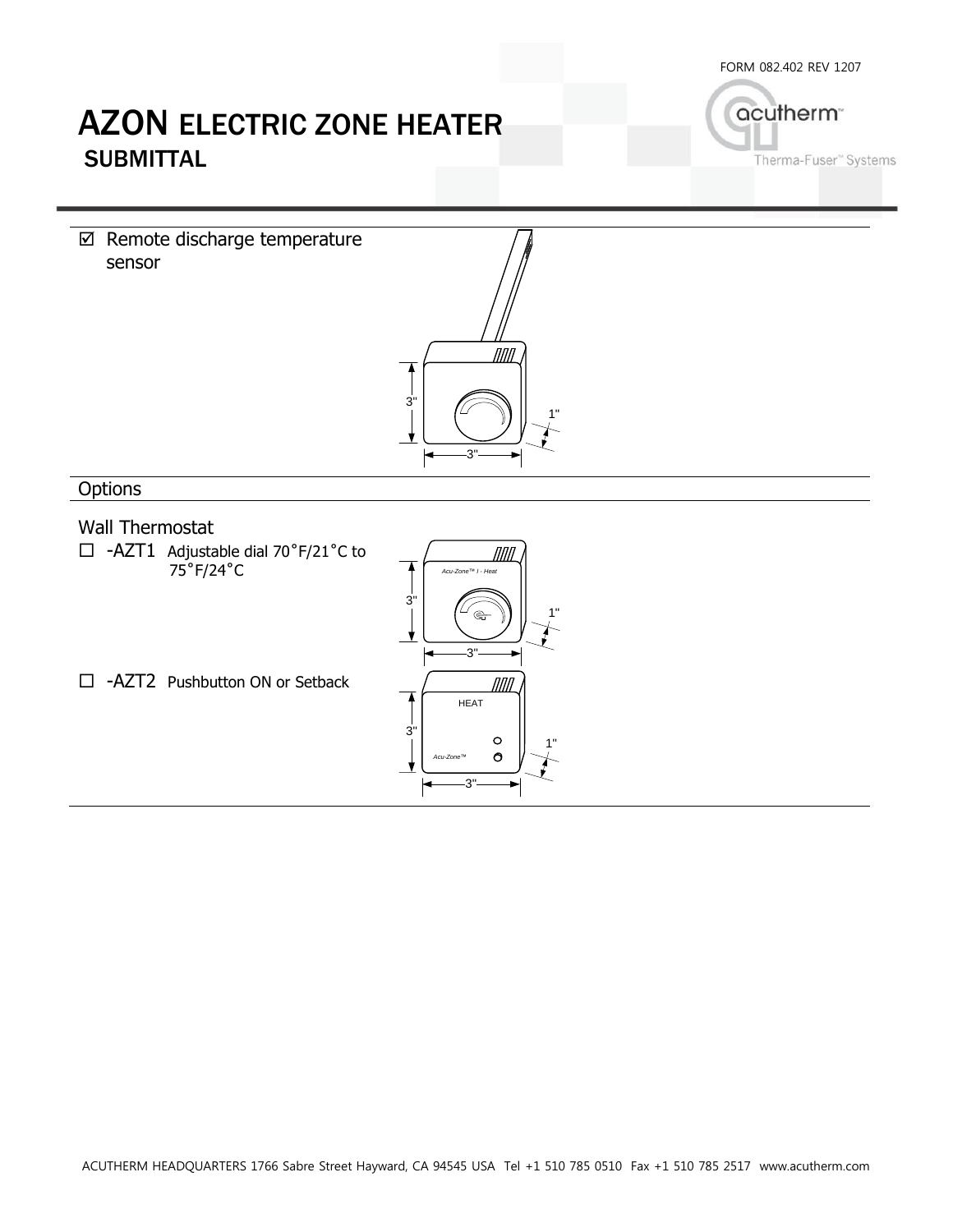# AZON ELECTRIC ZONE HEATER
## SUBMITTAL

☑ Remote discharge temperature sensor

3"

1"

3"

### Options

**Wall Thermostat**

☐ -AZT1 Adjustable dial 70˚F/21˚C to 75˚F/24˚C

Acu-Zone™ I - Heat

3"

1"

3"

☐ -AZT2 Pushbutton ON or Setback

HEAT

Acu-Zone™

3"

1"

3"

ACUTHERM HEADQUARTERS 1766 Sabre Street Hayward, CA 94545 USA Tel +1 510 785 0510 Fax +1 510 785 2517 www.acutherm.com